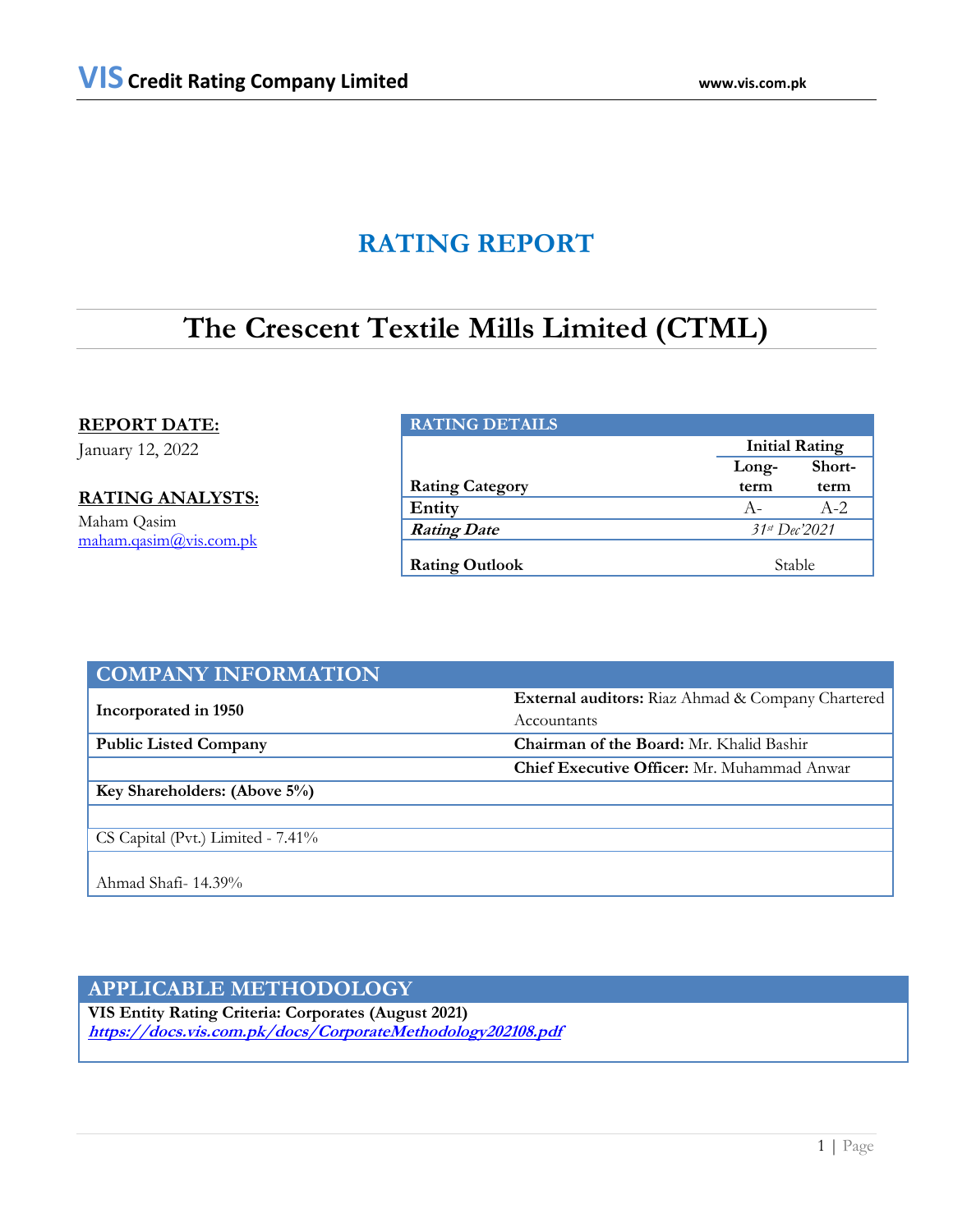# RATING REPORT

# The Crescent Textile Mills Limited (CTML)

**REPORT DATE:**

January 12, 2022

**RATING ANALYSTS:**

Maham Qasim
maham.qasim@vis.com.pk

| RATING DETAILS | | |
|---|---|---|
| | Initial Rating | |
| Rating Category | Long-term | Short-term |
| Entity | A- | A-2 |
| ***Rating Date*** | *31st Dec'2021* | |
| Rating Outlook | Stable | |

| COMPANY INFORMATION | |
|---|---|
| **Incorporated in 1950** | **External auditors:** Riaz Ahmad & Company Chartered Accountants |
| **Public Listed Company** | **Chairman of the Board:** Mr. Khalid Bashir |
| | **Chief Executive Officer:** Mr. Muhammad Anwar |
| **Key Shareholders: (Above 5%)** | |
| | |
| CS Capital (Pvt.) Limited - 7.41% | |
| Ahmad Shafi- 14.39% | |

## APPLICABLE METHODOLOGY

**VIS Entity Rating Criteria: Corporates (August 2021)**
***https://docs.vis.com.pk/docs/CorporateMethodology202108.pdf***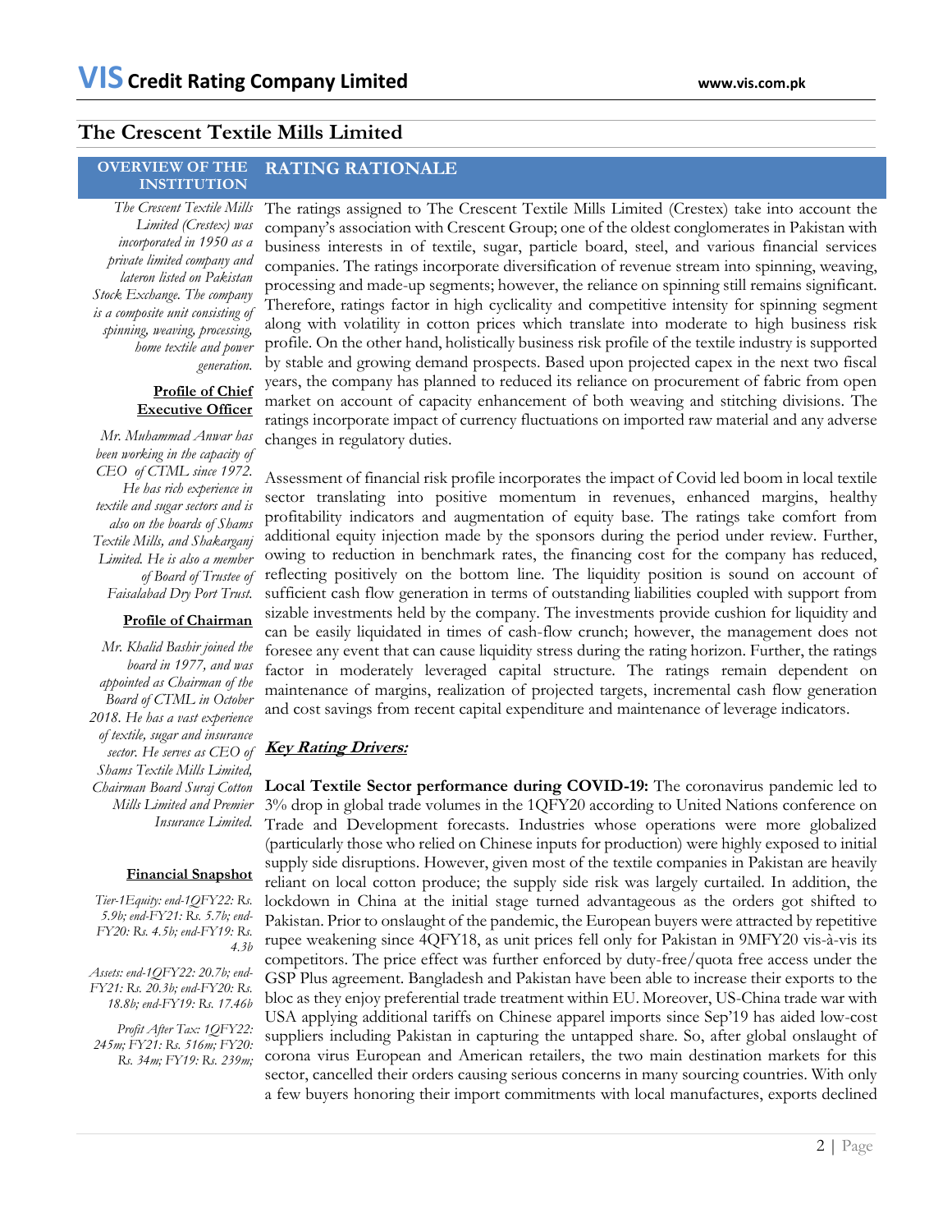# The Crescent Textile Mills Limited

## OVERVIEW OF THE INSTITUTION

*The Crescent Textile Mills Limited (Crestex) was incorporated in 1950 as a private limited company and lateron listed on Pakistan Stock Exchange. The company is a composite unit consisting of spinning, weaving, processing, home textile and power generation.*

**Profile of Chief Executive Officer**

*Mr. Muhammad Anwar has been working in the capacity of CEO of CTML since 1972. He has rich experience in textile and sugar sectors and is also on the boards of Shams Textile Mills, and Shakarganj Limited. He is also a member of Board of Trustee of Faisalabad Dry Port Trust.*

**Profile of Chairman**

*Mr. Khalid Bashir joined the board in 1977, and was appointed as Chairman of the Board of CTML in October 2018. He has a vast experience of textile, sugar and insurance sector. He serves as CEO of Shams Textile Mills Limited, Chairman Board Suraj Cotton Mills Limited and Premier Insurance Limited.*

**Financial Snapshot**

*Tier-1Equity: end-1QFY22: Rs. 5.9b; end-FY21: Rs. 5.7b; end-FY20: Rs. 4.5b; end-FY19: Rs. 4.3b*

*Assets: end-1QFY22: 20.7b; end-FY21: Rs. 20.3b; end-FY20: Rs. 18.8b; end-FY19: Rs. 17.46b*

*Profit After Tax: 1QFY22: 245m; FY21: Rs. 516m; FY20: Rs. 34m; FY19: Rs. 239m;*

## RATING RATIONALE

The ratings assigned to The Crescent Textile Mills Limited (Crestex) take into account the company's association with Crescent Group; one of the oldest conglomerates in Pakistan with business interests in of textile, sugar, particle board, steel, and various financial services companies. The ratings incorporate diversification of revenue stream into spinning, weaving, processing and made-up segments; however, the reliance on spinning still remains significant. Therefore, ratings factor in high cyclicality and competitive intensity for spinning segment along with volatility in cotton prices which translate into moderate to high business risk profile. On the other hand, holistically business risk profile of the textile industry is supported by stable and growing demand prospects. Based upon projected capex in the next two fiscal years, the company has planned to reduced its reliance on procurement of fabric from open market on account of capacity enhancement of both weaving and stitching divisions. The ratings incorporate impact of currency fluctuations on imported raw material and any adverse changes in regulatory duties.

Assessment of financial risk profile incorporates the impact of Covid led boom in local textile sector translating into positive momentum in revenues, enhanced margins, healthy profitability indicators and augmentation of equity base. The ratings take comfort from additional equity injection made by the sponsors during the period under review. Further, owing to reduction in benchmark rates, the financing cost for the company has reduced, reflecting positively on the bottom line. The liquidity position is sound on account of sufficient cash flow generation in terms of outstanding liabilities coupled with support from sizable investments held by the company. The investments provide cushion for liquidity and can be easily liquidated in times of cash-flow crunch; however, the management does not foresee any event that can cause liquidity stress during the rating horizon. Further, the ratings factor in moderately leveraged capital structure. The ratings remain dependent on maintenance of margins, realization of projected targets, incremental cash flow generation and cost savings from recent capital expenditure and maintenance of leverage indicators.

***Key Rating Drivers:***

**Local Textile Sector performance during COVID-19:** The coronavirus pandemic led to 3% drop in global trade volumes in the 1QFY20 according to United Nations conference on Trade and Development forecasts. Industries whose operations were more globalized (particularly those who relied on Chinese inputs for production) were highly exposed to initial supply side disruptions. However, given most of the textile companies in Pakistan are heavily reliant on local cotton produce; the supply side risk was largely curtailed. In addition, the lockdown in China at the initial stage turned advantageous as the orders got shifted to Pakistan. Prior to onslaught of the pandemic, the European buyers were attracted by repetitive rupee weakening since 4QFY18, as unit prices fell only for Pakistan in 9MFY20 vis-à-vis its competitors. The price effect was further enforced by duty-free/quota free access under the GSP Plus agreement. Bangladesh and Pakistan have been able to increase their exports to the bloc as they enjoy preferential trade treatment within EU. Moreover, US-China trade war with USA applying additional tariffs on Chinese apparel imports since Sep'19 has aided low-cost suppliers including Pakistan in capturing the untapped share. So, after global onslaught of corona virus European and American retailers, the two main destination markets for this sector, cancelled their orders causing serious concerns in many sourcing countries. With only a few buyers honoring their import commitments with local manufactures, exports declined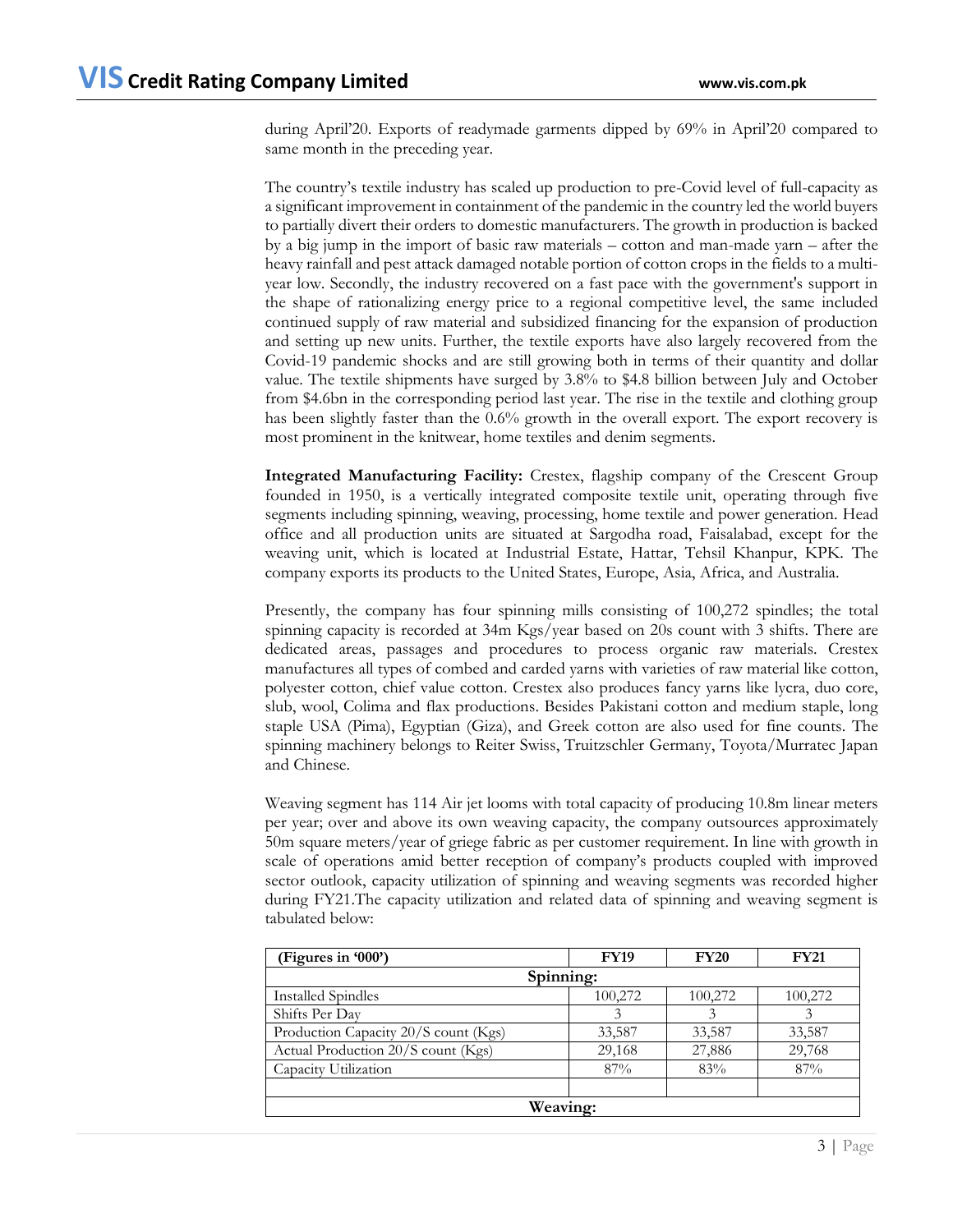during April'20. Exports of readymade garments dipped by 69% in April'20 compared to same month in the preceding year.

The country's textile industry has scaled up production to pre-Covid level of full-capacity as a significant improvement in containment of the pandemic in the country led the world buyers to partially divert their orders to domestic manufacturers. The growth in production is backed by a big jump in the import of basic raw materials – cotton and man-made yarn – after the heavy rainfall and pest attack damaged notable portion of cotton crops in the fields to a multi-year low. Secondly, the industry recovered on a fast pace with the government's support in the shape of rationalizing energy price to a regional competitive level, the same included continued supply of raw material and subsidized financing for the expansion of production and setting up new units. Further, the textile exports have also largely recovered from the Covid-19 pandemic shocks and are still growing both in terms of their quantity and dollar value. The textile shipments have surged by 3.8% to $4.8 billion between July and October from $4.6bn in the corresponding period last year. The rise in the textile and clothing group has been slightly faster than the 0.6% growth in the overall export. The export recovery is most prominent in the knitwear, home textiles and denim segments.

**Integrated Manufacturing Facility:** Crestex, flagship company of the Crescent Group founded in 1950, is a vertically integrated composite textile unit, operating through five segments including spinning, weaving, processing, home textile and power generation. Head office and all production units are situated at Sargodha road, Faisalabad, except for the weaving unit, which is located at Industrial Estate, Hattar, Tehsil Khanpur, KPK. The company exports its products to the United States, Europe, Asia, Africa, and Australia.

Presently, the company has four spinning mills consisting of 100,272 spindles; the total spinning capacity is recorded at 34m Kgs/year based on 20s count with 3 shifts. There are dedicated areas, passages and procedures to process organic raw materials. Crestex manufactures all types of combed and carded yarns with varieties of raw material like cotton, polyester cotton, chief value cotton. Crestex also produces fancy yarns like lycra, duo core, slub, wool, Colima and flax productions. Besides Pakistani cotton and medium staple, long staple USA (Pima), Egyptian (Giza), and Greek cotton are also used for fine counts. The spinning machinery belongs to Reiter Swiss, Truitzschler Germany, Toyota/Murratec Japan and Chinese.

Weaving segment has 114 Air jet looms with total capacity of producing 10.8m linear meters per year; over and above its own weaving capacity, the company outsources approximately 50m square meters/year of griege fabric as per customer requirement. In line with growth in scale of operations amid better reception of company's products coupled with improved sector outlook, capacity utilization of spinning and weaving segments was recorded higher during FY21.The capacity utilization and related data of spinning and weaving segment is tabulated below:

| (Figures in '000') | FY19 | FY20 | FY21 |
|---|---|---|---|
| **Spinning:** | | | |
| Installed Spindles | 100,272 | 100,272 | 100,272 |
| Shifts Per Day | 3 | 3 | 3 |
| Production Capacity 20/S count (Kgs) | 33,587 | 33,587 | 33,587 |
| Actual Production 20/S count (Kgs) | 29,168 | 27,886 | 29,768 |
| Capacity Utilization | 87% | 83% | 87% |
| | | | |
| **Weaving:** | | | |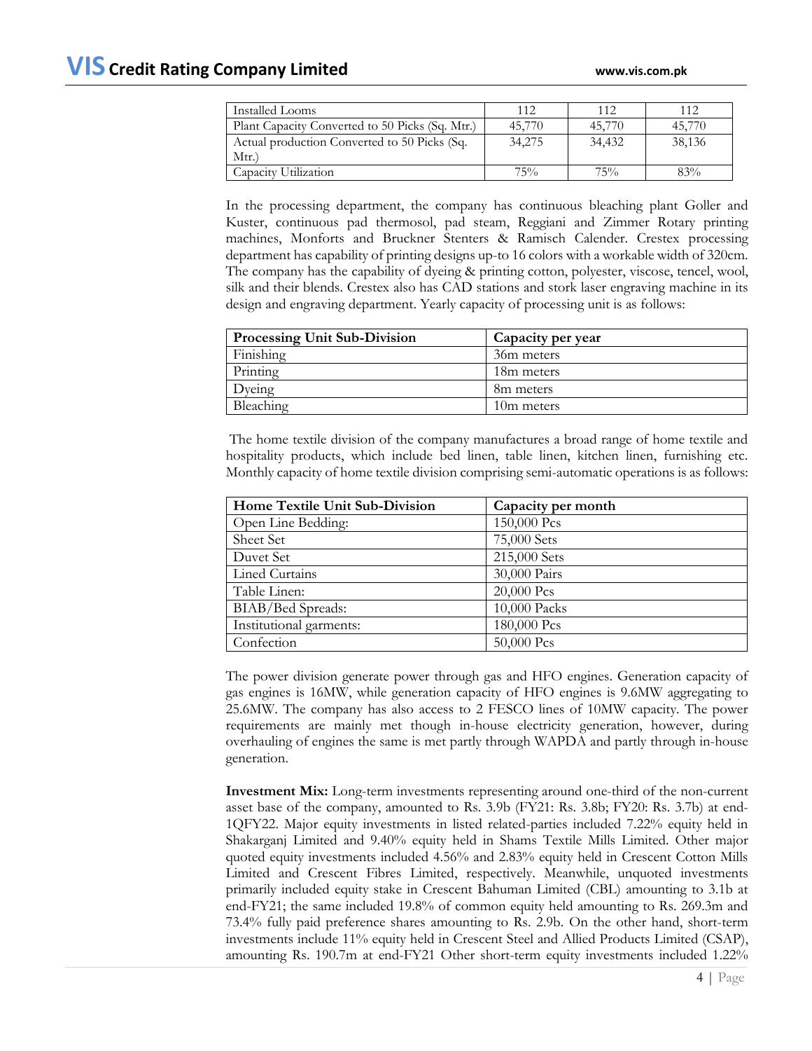| Installed Looms | 112 | 112 | 112 |
|---|---|---|---|
| Plant Capacity Converted to 50 Picks (Sq. Mtr.) | 45,770 | 45,770 | 45,770 |
| Actual production Converted to 50 Picks (Sq. Mtr.) | 34,275 | 34,432 | 38,136 |
| Capacity Utilization | 75% | 75% | 83% |

In the processing department, the company has continuous bleaching plant Goller and Kuster, continuous pad thermosol, pad steam, Reggiani and Zimmer Rotary printing machines, Monforts and Bruckner Stenters & Ramisch Calender. Crestex processing department has capability of printing designs up-to 16 colors with a workable width of 320cm. The company has the capability of dyeing & printing cotton, polyester, viscose, tencel, wool, silk and their blends. Crestex also has CAD stations and stork laser engraving machine in its design and engraving department. Yearly capacity of processing unit is as follows:

| Processing Unit Sub-Division | Capacity per year |
|---|---|
| Finishing | 36m meters |
| Printing | 18m meters |
| Dyeing | 8m meters |
| Bleaching | 10m meters |

The home textile division of the company manufactures a broad range of home textile and hospitality products, which include bed linen, table linen, kitchen linen, furnishing etc. Monthly capacity of home textile division comprising semi-automatic operations is as follows:

| Home Textile Unit Sub-Division | Capacity per month |
|---|---|
| Open Line Bedding: | 150,000 Pcs |
| Sheet Set | 75,000 Sets |
| Duvet Set | 215,000 Sets |
| Lined Curtains | 30,000 Pairs |
| Table Linen: | 20,000 Pcs |
| BIAB/Bed Spreads: | 10,000 Packs |
| Institutional garments: | 180,000 Pcs |
| Confection | 50,000 Pcs |

The power division generate power through gas and HFO engines. Generation capacity of gas engines is 16MW, while generation capacity of HFO engines is 9.6MW aggregating to 25.6MW. The company has also access to 2 FESCO lines of 10MW capacity. The power requirements are mainly met though in-house electricity generation, however, during overhauling of engines the same is met partly through WAPDA and partly through in-house generation.

**Investment Mix:** Long-term investments representing around one-third of the non-current asset base of the company, amounted to Rs. 3.9b (FY21: Rs. 3.8b; FY20: Rs. 3.7b) at end-1QFY22. Major equity investments in listed related-parties included 7.22% equity held in Shakarganj Limited and 9.40% equity held in Shams Textile Mills Limited. Other major quoted equity investments included 4.56% and 2.83% equity held in Crescent Cotton Mills Limited and Crescent Fibres Limited, respectively. Meanwhile, unquoted investments primarily included equity stake in Crescent Bahuman Limited (CBL) amounting to 3.1b at end-FY21; the same included 19.8% of common equity held amounting to Rs. 269.3m and 73.4% fully paid preference shares amounting to Rs. 2.9b. On the other hand, short-term investments include 11% equity held in Crescent Steel and Allied Products Limited (CSAP), amounting Rs. 190.7m at end-FY21 Other short-term equity investments included 1.22%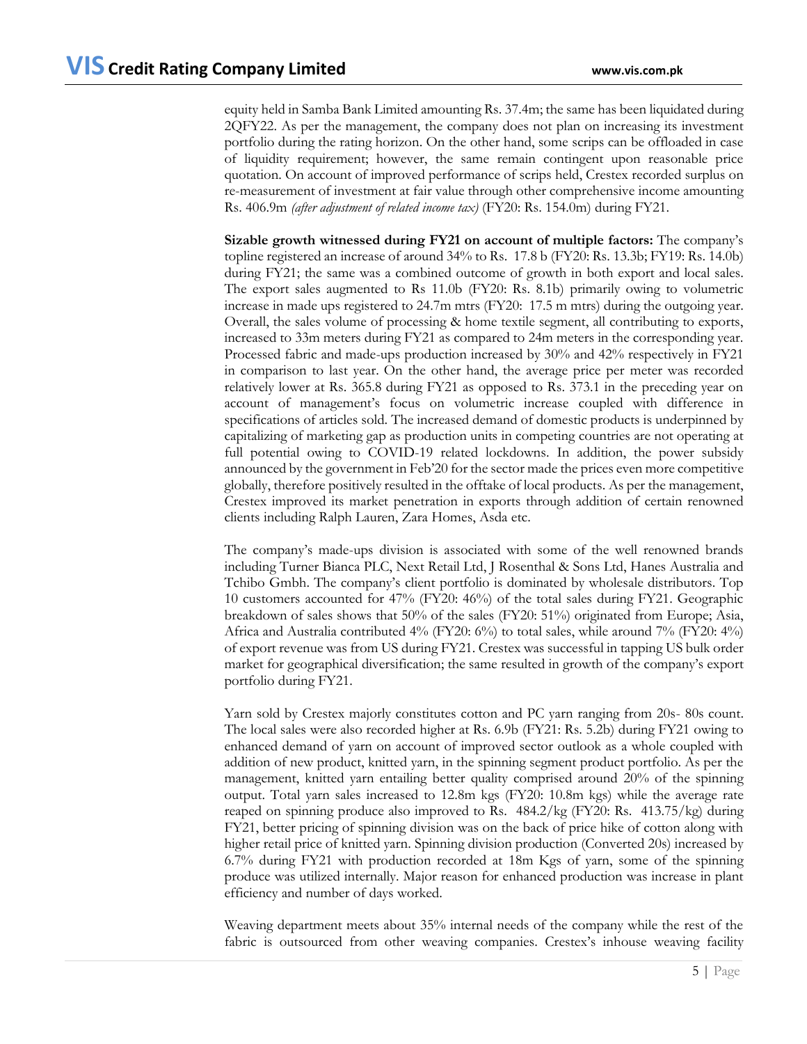equity held in Samba Bank Limited amounting Rs. 37.4m; the same has been liquidated during 2QFY22. As per the management, the company does not plan on increasing its investment portfolio during the rating horizon. On the other hand, some scrips can be offloaded in case of liquidity requirement; however, the same remain contingent upon reasonable price quotation. On account of improved performance of scrips held, Crestex recorded surplus on re-measurement of investment at fair value through other comprehensive income amounting Rs. 406.9m *(after adjustment of related income tax)* (FY20: Rs. 154.0m) during FY21.

**Sizable growth witnessed during FY21 on account of multiple factors:** The company's topline registered an increase of around 34% to Rs. 17.8 b (FY20: Rs. 13.3b; FY19: Rs. 14.0b) during FY21; the same was a combined outcome of growth in both export and local sales. The export sales augmented to Rs 11.0b (FY20: Rs. 8.1b) primarily owing to volumetric increase in made ups registered to 24.7m mtrs (FY20: 17.5 m mtrs) during the outgoing year. Overall, the sales volume of processing & home textile segment, all contributing to exports, increased to 33m meters during FY21 as compared to 24m meters in the corresponding year. Processed fabric and made-ups production increased by 30% and 42% respectively in FY21 in comparison to last year. On the other hand, the average price per meter was recorded relatively lower at Rs. 365.8 during FY21 as opposed to Rs. 373.1 in the preceding year on account of management's focus on volumetric increase coupled with difference in specifications of articles sold. The increased demand of domestic products is underpinned by capitalizing of marketing gap as production units in competing countries are not operating at full potential owing to COVID-19 related lockdowns. In addition, the power subsidy announced by the government in Feb'20 for the sector made the prices even more competitive globally, therefore positively resulted in the offtake of local products. As per the management, Crestex improved its market penetration in exports through addition of certain renowned clients including Ralph Lauren, Zara Homes, Asda etc.

The company's made-ups division is associated with some of the well renowned brands including Turner Bianca PLC, Next Retail Ltd, J Rosenthal & Sons Ltd, Hanes Australia and Tchibo Gmbh. The company's client portfolio is dominated by wholesale distributors. Top 10 customers accounted for 47% (FY20: 46%) of the total sales during FY21. Geographic breakdown of sales shows that 50% of the sales (FY20: 51%) originated from Europe; Asia, Africa and Australia contributed 4% (FY20: 6%) to total sales, while around 7% (FY20: 4%) of export revenue was from US during FY21. Crestex was successful in tapping US bulk order market for geographical diversification; the same resulted in growth of the company's export portfolio during FY21.

Yarn sold by Crestex majorly constitutes cotton and PC yarn ranging from 20s- 80s count. The local sales were also recorded higher at Rs. 6.9b (FY21: Rs. 5.2b) during FY21 owing to enhanced demand of yarn on account of improved sector outlook as a whole coupled with addition of new product, knitted yarn, in the spinning segment product portfolio. As per the management, knitted yarn entailing better quality comprised around 20% of the spinning output. Total yarn sales increased to 12.8m kgs (FY20: 10.8m kgs) while the average rate reaped on spinning produce also improved to Rs. 484.2/kg (FY20: Rs. 413.75/kg) during FY21, better pricing of spinning division was on the back of price hike of cotton along with higher retail price of knitted yarn. Spinning division production (Converted 20s) increased by 6.7% during FY21 with production recorded at 18m Kgs of yarn, some of the spinning produce was utilized internally. Major reason for enhanced production was increase in plant efficiency and number of days worked.

Weaving department meets about 35% internal needs of the company while the rest of the fabric is outsourced from other weaving companies. Crestex's inhouse weaving facility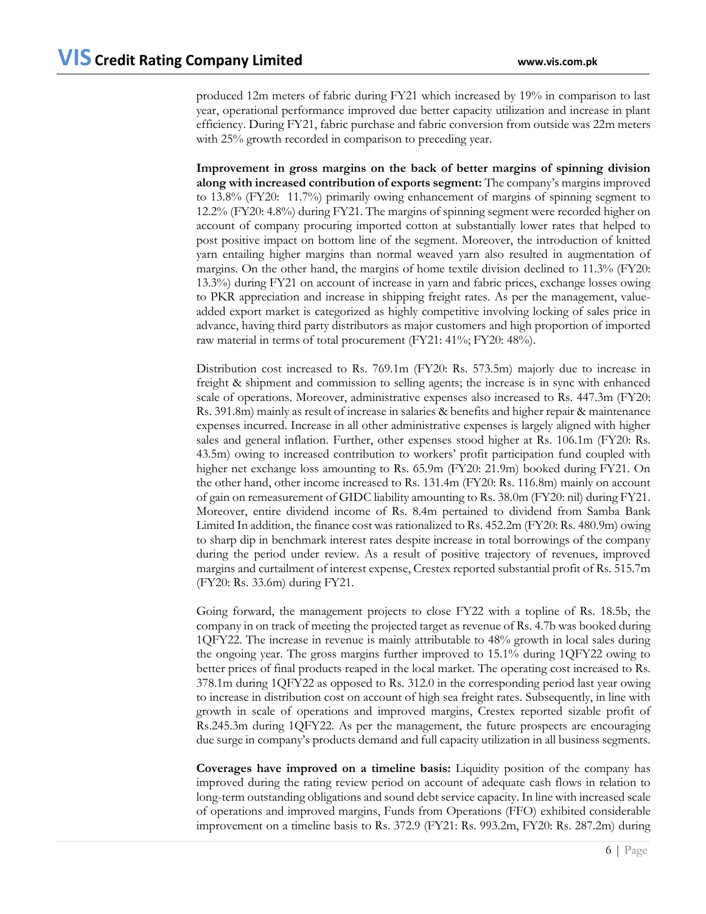produced 12m meters of fabric during FY21 which increased by 19% in comparison to last year, operational performance improved due better capacity utilization and increase in plant efficiency. During FY21, fabric purchase and fabric conversion from outside was 22m meters with 25% growth recorded in comparison to preceding year.

**Improvement in gross margins on the back of better margins of spinning division along with increased contribution of exports segment:** The company's margins improved to 13.8% (FY20: 11.7%) primarily owing enhancement of margins of spinning segment to 12.2% (FY20: 4.8%) during FY21. The margins of spinning segment were recorded higher on account of company procuring imported cotton at substantially lower rates that helped to post positive impact on bottom line of the segment. Moreover, the introduction of knitted yarn entailing higher margins than normal weaved yarn also resulted in augmentation of margins. On the other hand, the margins of home textile division declined to 11.3% (FY20: 13.3%) during FY21 on account of increase in yarn and fabric prices, exchange losses owing to PKR appreciation and increase in shipping freight rates. As per the management, value-added export market is categorized as highly competitive involving locking of sales price in advance, having third party distributors as major customers and high proportion of imported raw material in terms of total procurement (FY21: 41%; FY20: 48%).

Distribution cost increased to Rs. 769.1m (FY20: Rs. 573.5m) majorly due to increase in freight & shipment and commission to selling agents; the increase is in sync with enhanced scale of operations. Moreover, administrative expenses also increased to Rs. 447.3m (FY20: Rs. 391.8m) mainly as result of increase in salaries & benefits and higher repair & maintenance expenses incurred. Increase in all other administrative expenses is largely aligned with higher sales and general inflation. Further, other expenses stood higher at Rs. 106.1m (FY20: Rs. 43.5m) owing to increased contribution to workers' profit participation fund coupled with higher net exchange loss amounting to Rs. 65.9m (FY20: 21.9m) booked during FY21. On the other hand, other income increased to Rs. 131.4m (FY20: Rs. 116.8m) mainly on account of gain on remeasurement of GIDC liability amounting to Rs. 38.0m (FY20: nil) during FY21. Moreover, entire dividend income of Rs. 8.4m pertained to dividend from Samba Bank Limited In addition, the finance cost was rationalized to Rs. 452.2m (FY20: Rs. 480.9m) owing to sharp dip in benchmark interest rates despite increase in total borrowings of the company during the period under review. As a result of positive trajectory of revenues, improved margins and curtailment of interest expense, Crestex reported substantial profit of Rs. 515.7m (FY20: Rs. 33.6m) during FY21.

Going forward, the management projects to close FY22 with a topline of Rs. 18.5b, the company in on track of meeting the projected target as revenue of Rs. 4.7b was booked during 1QFY22. The increase in revenue is mainly attributable to 48% growth in local sales during the ongoing year. The gross margins further improved to 15.1% during 1QFY22 owing to better prices of final products reaped in the local market. The operating cost increased to Rs. 378.1m during 1QFY22 as opposed to Rs. 312.0 in the corresponding period last year owing to increase in distribution cost on account of high sea freight rates. Subsequently, in line with growth in scale of operations and improved margins, Crestex reported sizable profit of Rs.245.3m during 1QFY22. As per the management, the future prospects are encouraging due surge in company's products demand and full capacity utilization in all business segments.

**Coverages have improved on a timeline basis:** Liquidity position of the company has improved during the rating review period on account of adequate cash flows in relation to long-term outstanding obligations and sound debt service capacity. In line with increased scale of operations and improved margins, Funds from Operations (FFO) exhibited considerable improvement on a timeline basis to Rs. 372.9 (FY21: Rs. 993.2m, FY20: Rs. 287.2m) during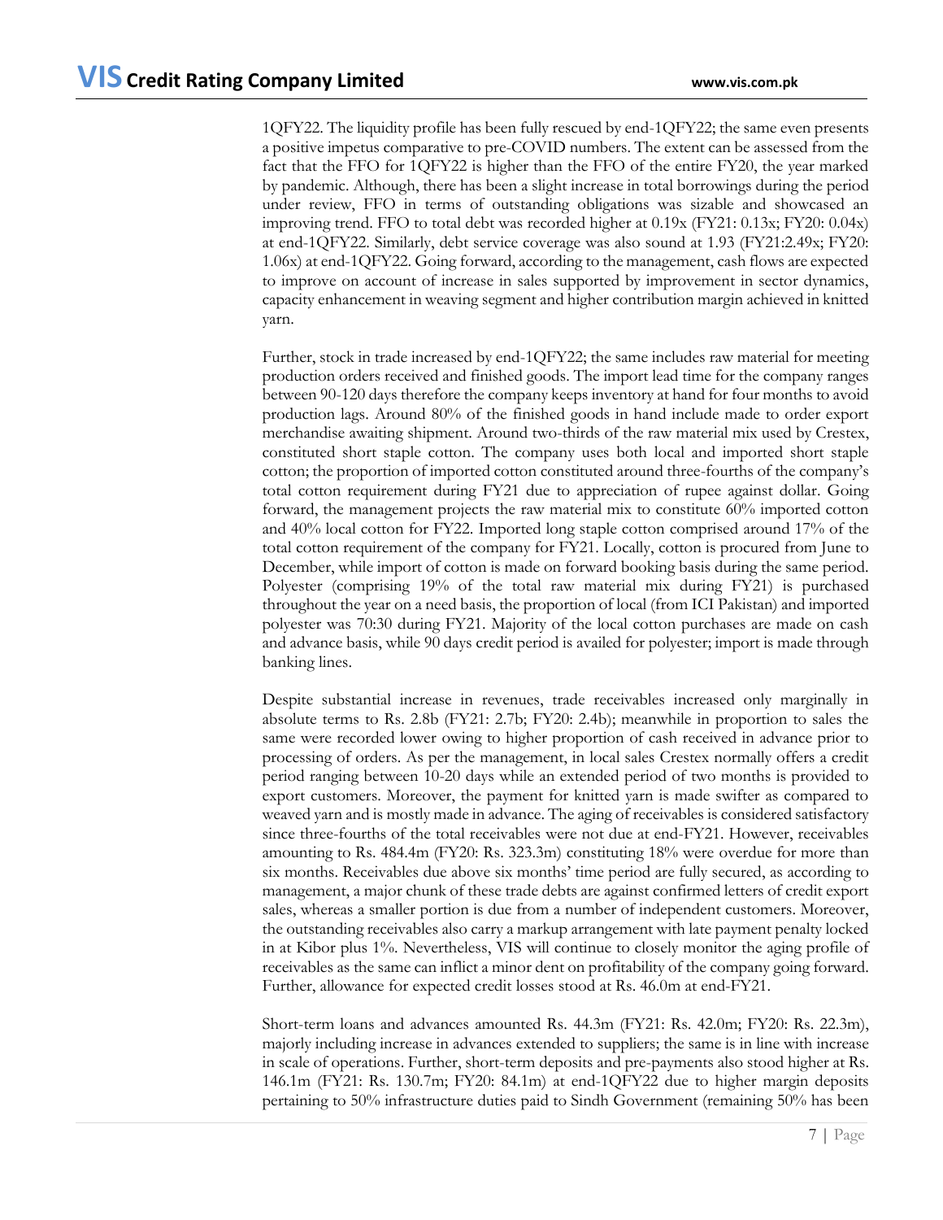1QFY22. The liquidity profile has been fully rescued by end-1QFY22; the same even presents a positive impetus comparative to pre-COVID numbers. The extent can be assessed from the fact that the FFO for 1QFY22 is higher than the FFO of the entire FY20, the year marked by pandemic. Although, there has been a slight increase in total borrowings during the period under review, FFO in terms of outstanding obligations was sizable and showcased an improving trend. FFO to total debt was recorded higher at 0.19x (FY21: 0.13x; FY20: 0.04x) at end-1QFY22. Similarly, debt service coverage was also sound at 1.93 (FY21:2.49x; FY20: 1.06x) at end-1QFY22. Going forward, according to the management, cash flows are expected to improve on account of increase in sales supported by improvement in sector dynamics, capacity enhancement in weaving segment and higher contribution margin achieved in knitted yarn.

Further, stock in trade increased by end-1QFY22; the same includes raw material for meeting production orders received and finished goods. The import lead time for the company ranges between 90-120 days therefore the company keeps inventory at hand for four months to avoid production lags. Around 80% of the finished goods in hand include made to order export merchandise awaiting shipment. Around two-thirds of the raw material mix used by Crestex, constituted short staple cotton. The company uses both local and imported short staple cotton; the proportion of imported cotton constituted around three-fourths of the company's total cotton requirement during FY21 due to appreciation of rupee against dollar. Going forward, the management projects the raw material mix to constitute 60% imported cotton and 40% local cotton for FY22. Imported long staple cotton comprised around 17% of the total cotton requirement of the company for FY21. Locally, cotton is procured from June to December, while import of cotton is made on forward booking basis during the same period. Polyester (comprising 19% of the total raw material mix during FY21) is purchased throughout the year on a need basis, the proportion of local (from ICI Pakistan) and imported polyester was 70:30 during FY21. Majority of the local cotton purchases are made on cash and advance basis, while 90 days credit period is availed for polyester; import is made through banking lines.

Despite substantial increase in revenues, trade receivables increased only marginally in absolute terms to Rs. 2.8b (FY21: 2.7b; FY20: 2.4b); meanwhile in proportion to sales the same were recorded lower owing to higher proportion of cash received in advance prior to processing of orders. As per the management, in local sales Crestex normally offers a credit period ranging between 10-20 days while an extended period of two months is provided to export customers. Moreover, the payment for knitted yarn is made swifter as compared to weaved yarn and is mostly made in advance. The aging of receivables is considered satisfactory since three-fourths of the total receivables were not due at end-FY21. However, receivables amounting to Rs. 484.4m (FY20: Rs. 323.3m) constituting 18% were overdue for more than six months. Receivables due above six months' time period are fully secured, as according to management, a major chunk of these trade debts are against confirmed letters of credit export sales, whereas a smaller portion is due from a number of independent customers. Moreover, the outstanding receivables also carry a markup arrangement with late payment penalty locked in at Kibor plus 1%. Nevertheless, VIS will continue to closely monitor the aging profile of receivables as the same can inflict a minor dent on profitability of the company going forward. Further, allowance for expected credit losses stood at Rs. 46.0m at end-FY21.

Short-term loans and advances amounted Rs. 44.3m (FY21: Rs. 42.0m; FY20: Rs. 22.3m), majorly including increase in advances extended to suppliers; the same is in line with increase in scale of operations. Further, short-term deposits and pre-payments also stood higher at Rs. 146.1m (FY21: Rs. 130.7m; FY20: 84.1m) at end-1QFY22 due to higher margin deposits pertaining to 50% infrastructure duties paid to Sindh Government (remaining 50% has been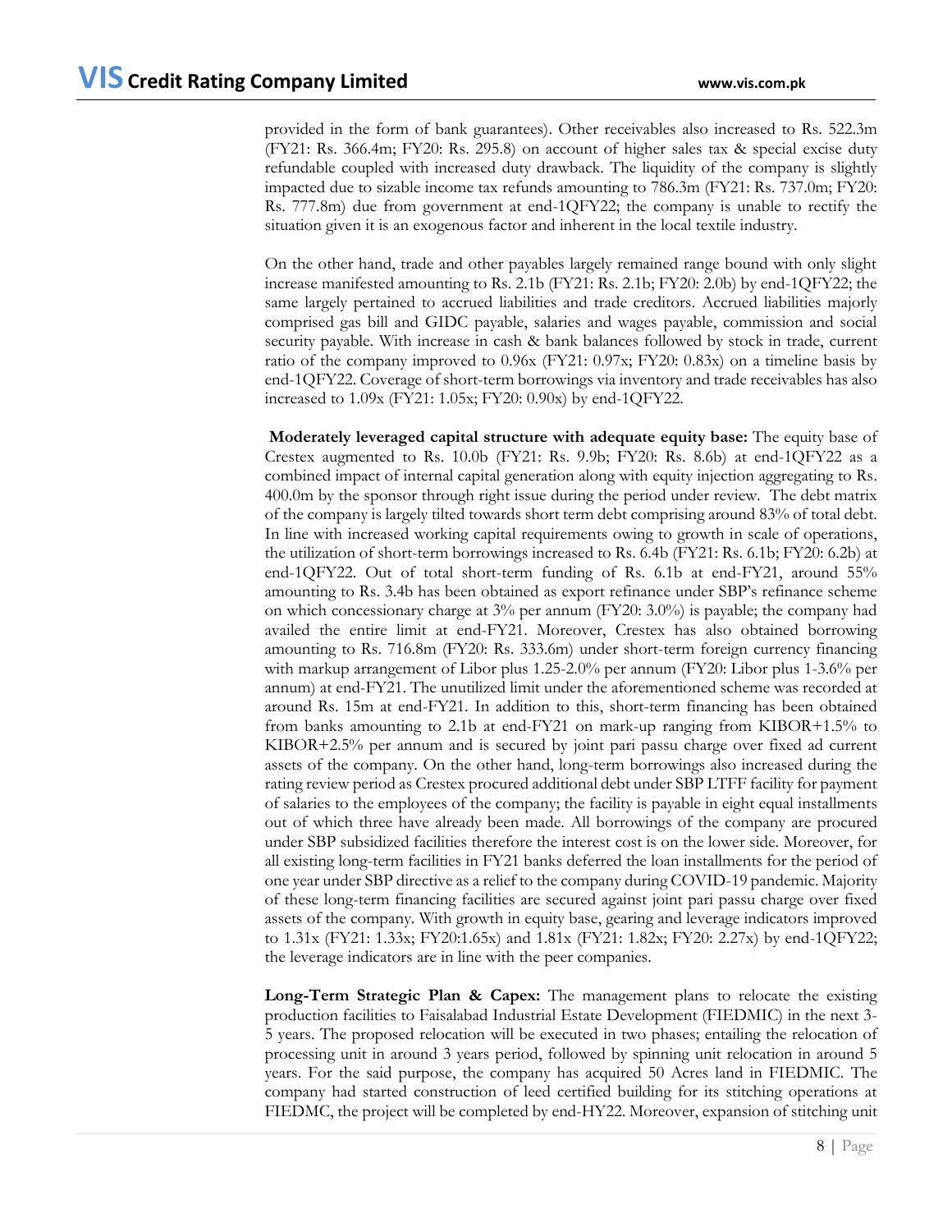provided in the form of bank guarantees). Other receivables also increased to Rs. 522.3m (FY21: Rs. 366.4m; FY20: Rs. 295.8) on account of higher sales tax & special excise duty refundable coupled with increased duty drawback. The liquidity of the company is slightly impacted due to sizable income tax refunds amounting to 786.3m (FY21: Rs. 737.0m; FY20: Rs. 777.8m) due from government at end-1QFY22; the company is unable to rectify the situation given it is an exogenous factor and inherent in the local textile industry.

On the other hand, trade and other payables largely remained range bound with only slight increase manifested amounting to Rs. 2.1b (FY21: Rs. 2.1b; FY20: 2.0b) by end-1QFY22; the same largely pertained to accrued liabilities and trade creditors. Accrued liabilities majorly comprised gas bill and GIDC payable, salaries and wages payable, commission and social security payable. With increase in cash & bank balances followed by stock in trade, current ratio of the company improved to 0.96x (FY21: 0.97x; FY20: 0.83x) on a timeline basis by end-1QFY22. Coverage of short-term borrowings via inventory and trade receivables has also increased to 1.09x (FY21: 1.05x; FY20: 0.90x) by end-1QFY22.

**Moderately leveraged capital structure with adequate equity base:** The equity base of Crestex augmented to Rs. 10.0b (FY21: Rs. 9.9b; FY20: Rs. 8.6b) at end-1QFY22 as a combined impact of internal capital generation along with equity injection aggregating to Rs. 400.0m by the sponsor through right issue during the period under review. The debt matrix of the company is largely tilted towards short term debt comprising around 83% of total debt. In line with increased working capital requirements owing to growth in scale of operations, the utilization of short-term borrowings increased to Rs. 6.4b (FY21: Rs. 6.1b; FY20: 6.2b) at end-1QFY22. Out of total short-term funding of Rs. 6.1b at end-FY21, around 55% amounting to Rs. 3.4b has been obtained as export refinance under SBP's refinance scheme on which concessionary charge at 3% per annum (FY20: 3.0%) is payable; the company had availed the entire limit at end-FY21. Moreover, Crestex has also obtained borrowing amounting to Rs. 716.8m (FY20: Rs. 333.6m) under short-term foreign currency financing with markup arrangement of Libor plus 1.25-2.0% per annum (FY20: Libor plus 1-3.6% per annum) at end-FY21. The unutilized limit under the aforementioned scheme was recorded at around Rs. 15m at end-FY21. In addition to this, short-term financing has been obtained from banks amounting to 2.1b at end-FY21 on mark-up ranging from KIBOR+1.5% to KIBOR+2.5% per annum and is secured by joint pari passu charge over fixed ad current assets of the company. On the other hand, long-term borrowings also increased during the rating review period as Crestex procured additional debt under SBP LTFF facility for payment of salaries to the employees of the company; the facility is payable in eight equal installments out of which three have already been made. All borrowings of the company are procured under SBP subsidized facilities therefore the interest cost is on the lower side. Moreover, for all existing long-term facilities in FY21 banks deferred the loan installments for the period of one year under SBP directive as a relief to the company during COVID-19 pandemic. Majority of these long-term financing facilities are secured against joint pari passu charge over fixed assets of the company. With growth in equity base, gearing and leverage indicators improved to 1.31x (FY21: 1.33x; FY20:1.65x) and 1.81x (FY21: 1.82x; FY20: 2.27x) by end-1QFY22; the leverage indicators are in line with the peer companies.

**Long-Term Strategic Plan & Capex:** The management plans to relocate the existing production facilities to Faisalabad Industrial Estate Development (FIEDMIC) in the next 3-5 years. The proposed relocation will be executed in two phases; entailing the relocation of processing unit in around 3 years period, followed by spinning unit relocation in around 5 years. For the said purpose, the company has acquired 50 Acres land in FIEDMIC. The company had started construction of leed certified building for its stitching operations at FIEDMC, the project will be completed by end-HY22. Moreover, expansion of stitching unit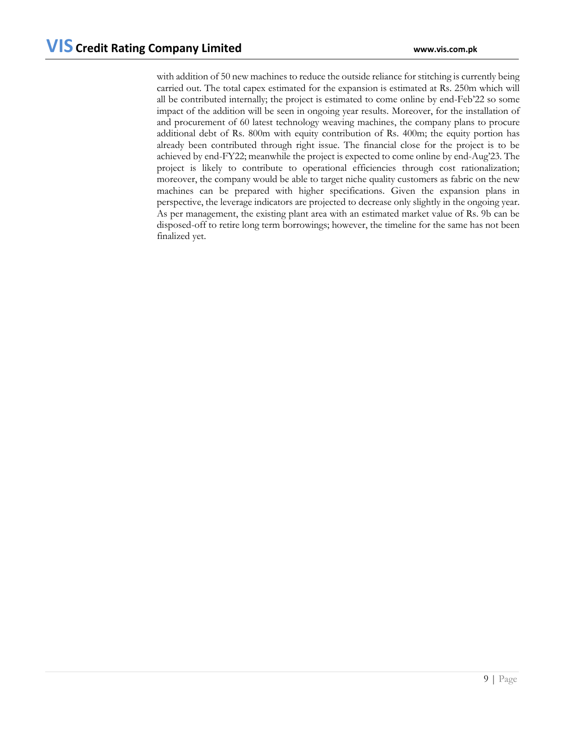with addition of 50 new machines to reduce the outside reliance for stitching is currently being carried out. The total capex estimated for the expansion is estimated at Rs. 250m which will all be contributed internally; the project is estimated to come online by end-Feb'22 so some impact of the addition will be seen in ongoing year results. Moreover, for the installation of and procurement of 60 latest technology weaving machines, the company plans to procure additional debt of Rs. 800m with equity contribution of Rs. 400m; the equity portion has already been contributed through right issue. The financial close for the project is to be achieved by end-FY22; meanwhile the project is expected to come online by end-Aug'23. The project is likely to contribute to operational efficiencies through cost rationalization; moreover, the company would be able to target niche quality customers as fabric on the new machines can be prepared with higher specifications. Given the expansion plans in perspective, the leverage indicators are projected to decrease only slightly in the ongoing year. As per management, the existing plant area with an estimated market value of Rs. 9b can be disposed-off to retire long term borrowings; however, the timeline for the same has not been finalized yet.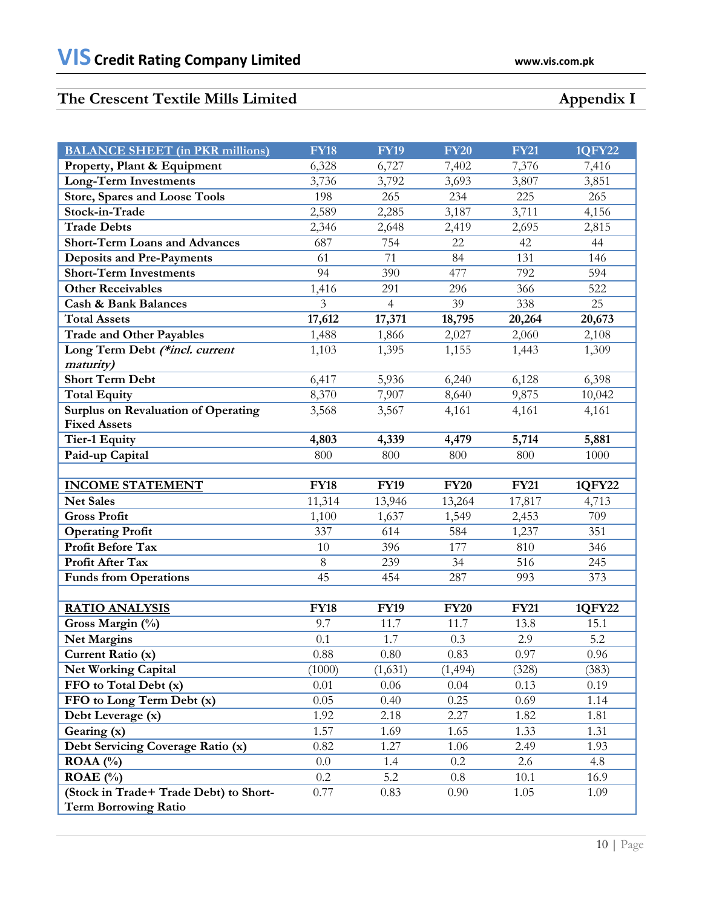## The Crescent Textile Mills Limited — Appendix I

| BALANCE SHEET (in PKR millions) | FY18 | FY19 | FY20 | FY21 | 1QFY22 |
|---|---|---|---|---|---|
| Property, Plant & Equipment | 6,328 | 6,727 | 7,402 | 7,376 | 7,416 |
| Long-Term Investments | 3,736 | 3,792 | 3,693 | 3,807 | 3,851 |
| Store, Spares and Loose Tools | 198 | 265 | 234 | 225 | 265 |
| Stock-in-Trade | 2,589 | 2,285 | 3,187 | 3,711 | 4,156 |
| Trade Debts | 2,346 | 2,648 | 2,419 | 2,695 | 2,815 |
| Short-Term Loans and Advances | 687 | 754 | 22 | 42 | 44 |
| Deposits and Pre-Payments | 61 | 71 | 84 | 131 | 146 |
| Short-Term Investments | 94 | 390 | 477 | 792 | 594 |
| Other Receivables | 1,416 | 291 | 296 | 366 | 522 |
| Cash & Bank Balances | 3 | 4 | 39 | 338 | 25 |
| **Total Assets** | **17,612** | **17,371** | **18,795** | **20,264** | **20,673** |
| Trade and Other Payables | 1,488 | 1,866 | 2,027 | 2,060 | 2,108 |
| Long Term Debt *(\*incl. current maturity)* | 1,103 | 1,395 | 1,155 | 1,443 | 1,309 |
| Short Term Debt | 6,417 | 5,936 | 6,240 | 6,128 | 6,398 |
| Total Equity | 8,370 | 7,907 | 8,640 | 9,875 | 10,042 |
| Surplus on Revaluation of Operating Fixed Assets | 3,568 | 3,567 | 4,161 | 4,161 | 4,161 |
| **Tier-1 Equity** | **4,803** | **4,339** | **4,479** | **5,714** | **5,881** |
| Paid-up Capital | 800 | 800 | 800 | 800 | 1000 |
| | | | | | |
| **INCOME STATEMENT** | **FY18** | **FY19** | **FY20** | **FY21** | **1QFY22** |
| Net Sales | 11,314 | 13,946 | 13,264 | 17,817 | 4,713 |
| Gross Profit | 1,100 | 1,637 | 1,549 | 2,453 | 709 |
| Operating Profit | 337 | 614 | 584 | 1,237 | 351 |
| Profit Before Tax | 10 | 396 | 177 | 810 | 346 |
| Profit After Tax | 8 | 239 | 34 | 516 | 245 |
| Funds from Operations | 45 | 454 | 287 | 993 | 373 |
| | | | | | |
| **RATIO ANALYSIS** | **FY18** | **FY19** | **FY20** | **FY21** | **1QFY22** |
| Gross Margin (%) | 9.7 | 11.7 | 11.7 | 13.8 | 15.1 |
| Net Margins | 0.1 | 1.7 | 0.3 | 2.9 | 5.2 |
| Current Ratio (x) | 0.88 | 0.80 | 0.83 | 0.97 | 0.96 |
| Net Working Capital | (1000) | (1,631) | (1,494) | (328) | (383) |
| FFO to Total Debt (x) | 0.01 | 0.06 | 0.04 | 0.13 | 0.19 |
| FFO to Long Term Debt (x) | 0.05 | 0.40 | 0.25 | 0.69 | 1.14 |
| Debt Leverage (x) | 1.92 | 2.18 | 2.27 | 1.82 | 1.81 |
| Gearing (x) | 1.57 | 1.69 | 1.65 | 1.33 | 1.31 |
| Debt Servicing Coverage Ratio (x) | 0.82 | 1.27 | 1.06 | 2.49 | 1.93 |
| ROAA (%) | 0.0 | 1.4 | 0.2 | 2.6 | 4.8 |
| ROAE (%) | 0.2 | 5.2 | 0.8 | 10.1 | 16.9 |
| (Stock in Trade+ Trade Debt) to Short-Term Borrowing Ratio | 0.77 | 0.83 | 0.90 | 1.05 | 1.09 |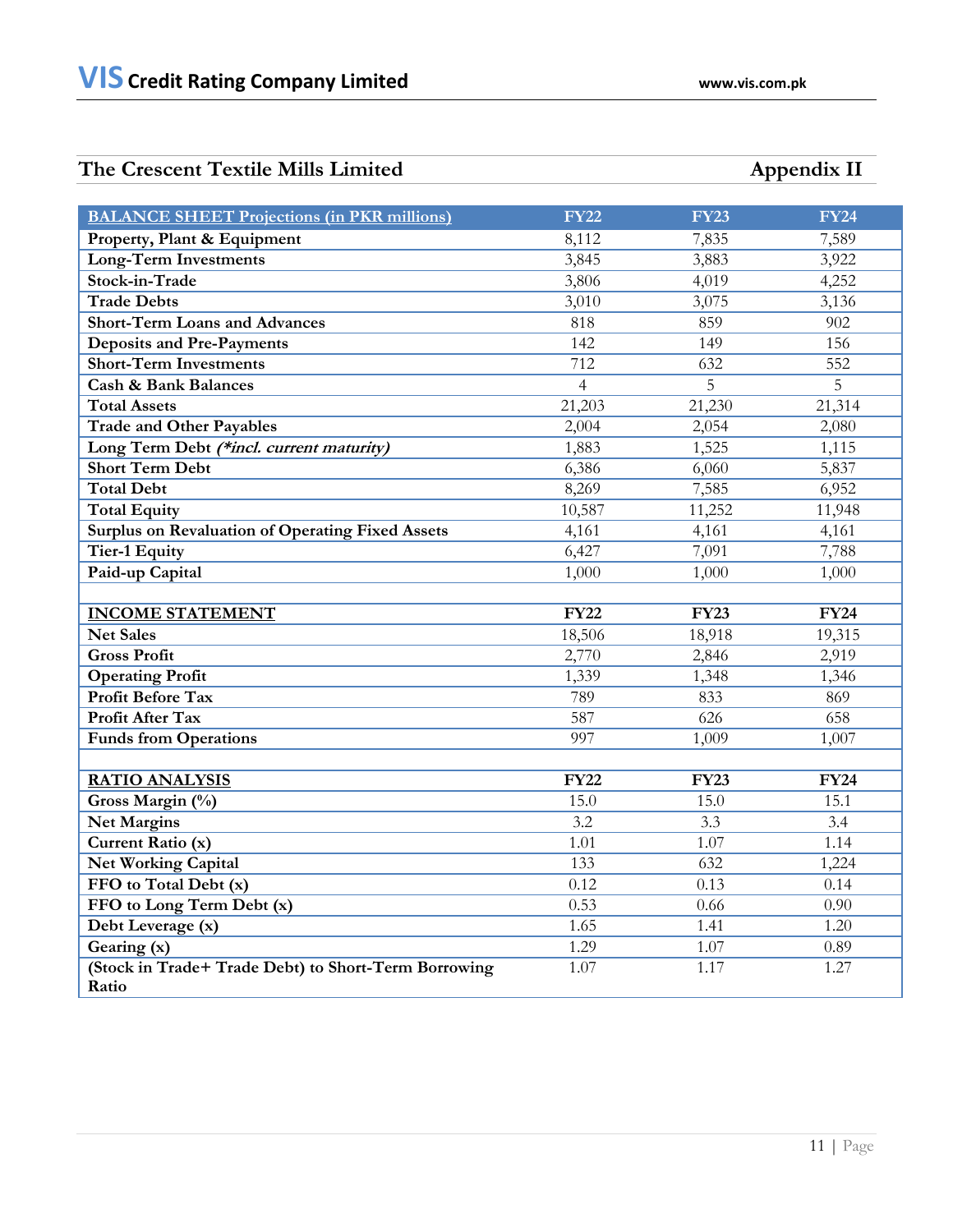## The Crescent Textile Mills Limited — Appendix II

| BALANCE SHEET Projections (in PKR millions) | FY22 | FY23 | FY24 |
|---|---|---|---|
| Property, Plant & Equipment | 8,112 | 7,835 | 7,589 |
| Long-Term Investments | 3,845 | 3,883 | 3,922 |
| Stock-in-Trade | 3,806 | 4,019 | 4,252 |
| Trade Debts | 3,010 | 3,075 | 3,136 |
| Short-Term Loans and Advances | 818 | 859 | 902 |
| Deposits and Pre-Payments | 142 | 149 | 156 |
| Short-Term Investments | 712 | 632 | 552 |
| Cash & Bank Balances | 4 | 5 | 5 |
| Total Assets | 21,203 | 21,230 | 21,314 |
| Trade and Other Payables | 2,004 | 2,054 | 2,080 |
| Long Term Debt *(\*incl. current maturity)* | 1,883 | 1,525 | 1,115 |
| Short Term Debt | 6,386 | 6,060 | 5,837 |
| Total Debt | 8,269 | 7,585 | 6,952 |
| Total Equity | 10,587 | 11,252 | 11,948 |
| Surplus on Revaluation of Operating Fixed Assets | 4,161 | 4,161 | 4,161 |
| Tier-1 Equity | 6,427 | 7,091 | 7,788 |
| Paid-up Capital | 1,000 | 1,000 | 1,000 |
| | | | |
| **INCOME STATEMENT** | **FY22** | **FY23** | **FY24** |
| Net Sales | 18,506 | 18,918 | 19,315 |
| Gross Profit | 2,770 | 2,846 | 2,919 |
| Operating Profit | 1,339 | 1,348 | 1,346 |
| Profit Before Tax | 789 | 833 | 869 |
| Profit After Tax | 587 | 626 | 658 |
| Funds from Operations | 997 | 1,009 | 1,007 |
| | | | |
| **RATIO ANALYSIS** | **FY22** | **FY23** | **FY24** |
| Gross Margin (%) | 15.0 | 15.0 | 15.1 |
| Net Margins | 3.2 | 3.3 | 3.4 |
| Current Ratio (x) | 1.01 | 1.07 | 1.14 |
| Net Working Capital | 133 | 632 | 1,224 |
| FFO to Total Debt (x) | 0.12 | 0.13 | 0.14 |
| FFO to Long Term Debt (x) | 0.53 | 0.66 | 0.90 |
| Debt Leverage (x) | 1.65 | 1.41 | 1.20 |
| Gearing (x) | 1.29 | 1.07 | 0.89 |
| (Stock in Trade+ Trade Debt) to Short-Term Borrowing Ratio | 1.07 | 1.17 | 1.27 |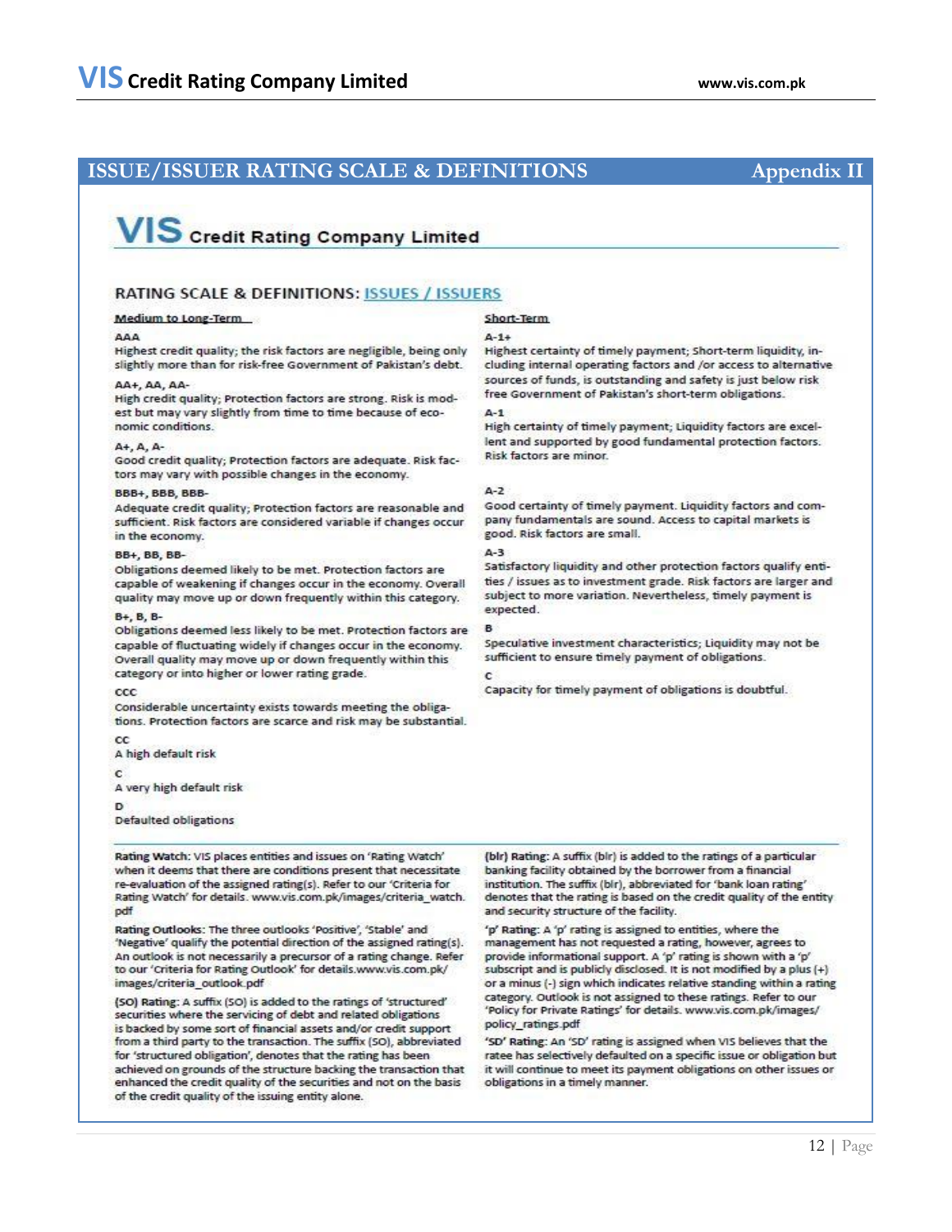## ISSUE/ISSUER RATING SCALE & DEFINITIONS — Appendix II

# VIS Credit Rating Company Limited

### RATING SCALE & DEFINITIONS: ISSUES / ISSUERS

**Medium to Long-Term**

**AAA**
Highest credit quality; the risk factors are negligible, being only slightly more than for risk-free Government of Pakistan's debt.

**AA+, AA, AA-**
High credit quality; Protection factors are strong. Risk is modest but may vary slightly from time to time because of economic conditions.

**A+, A, A-**
Good credit quality; Protection factors are adequate. Risk factors may vary with possible changes in the economy.

**BBB+, BBB, BBB-**
Adequate credit quality; Protection factors are reasonable and sufficient. Risk factors are considered variable if changes occur in the economy.

**BB+, BB, BB-**
Obligations deemed likely to be met. Protection factors are capable of weakening if changes occur in the economy. Overall quality may move up or down frequently within this category.

**B+, B, B-**
Obligations deemed less likely to be met. Protection factors are capable of fluctuating widely if changes occur in the economy. Overall quality may move up or down frequently within this category or into higher or lower rating grade.

**CCC**
Considerable uncertainty exists towards meeting the obligations. Protection factors are scarce and risk may be substantial.

**CC**
A high default risk

**C**
A very high default risk

**D**
Defaulted obligations

**Short-Term**

**A-1+**
Highest certainty of timely payment; Short-term liquidity, including internal operating factors and /or access to alternative sources of funds, is outstanding and safety is just below risk free Government of Pakistan's short-term obligations.

**A-1**
High certainty of timely payment; Liquidity factors are excellent and supported by good fundamental protection factors. Risk factors are minor.

**A-2**
Good certainty of timely payment. Liquidity factors and company fundamentals are sound. Access to capital markets is good. Risk factors are small.

**A-3**
Satisfactory liquidity and other protection factors qualify entities / issues as to investment grade. Risk factors are larger and subject to more variation. Nevertheless, timely payment is expected.

**B**
Speculative investment characteristics; Liquidity may not be sufficient to ensure timely payment of obligations.

**C**
Capacity for timely payment of obligations is doubtful.

---

**Rating Watch:** VIS places entities and issues on 'Rating Watch' when it deems that there are conditions present that necessitate re-evaluation of the assigned rating(s). Refer to our 'Criteria for Rating Watch' for details. www.vis.com.pk/images/criteria_watch.pdf

**Rating Outlooks:** The three outlooks 'Positive', 'Stable' and 'Negative' qualify the potential direction of the assigned rating(s). An outlook is not necessarily a precursor of a rating change. Refer to our 'Criteria for Rating Outlook' for details.www.vis.com.pk/images/criteria_outlook.pdf

**(SO) Rating:** A suffix (SO) is added to the ratings of 'structured' securities where the servicing of debt and related obligations is backed by some sort of financial assets and/or credit support from a third party to the transaction. The suffix (SO), abbreviated for 'structured obligation', denotes that the rating has been achieved on grounds of the structure backing the transaction that enhanced the credit quality of the securities and not on the basis of the credit quality of the issuing entity alone.

**(blr) Rating:** A suffix (blr) is added to the ratings of a particular banking facility obtained by the borrower from a financial institution. The suffix (blr), abbreviated for 'bank loan rating' denotes that the rating is based on the credit quality of the entity and security structure of the facility.

**'p' Rating:** A 'p' rating is assigned to entities, where the management has not requested a rating, however, agrees to provide informational support. A 'p' rating is shown with a 'p' subscript and is publicly disclosed. It is not modified by a plus (+) or a minus (-) sign which indicates relative standing within a rating category. Outlook is not assigned to these ratings. Refer to our 'Policy for Private Ratings' for details. www.vis.com.pk/images/policy_ratings.pdf

**'SD' Rating:** An 'SD' rating is assigned when VIS believes that the ratee has selectively defaulted on a specific issue or obligation but it will continue to meet its payment obligations on other issues or obligations in a timely manner.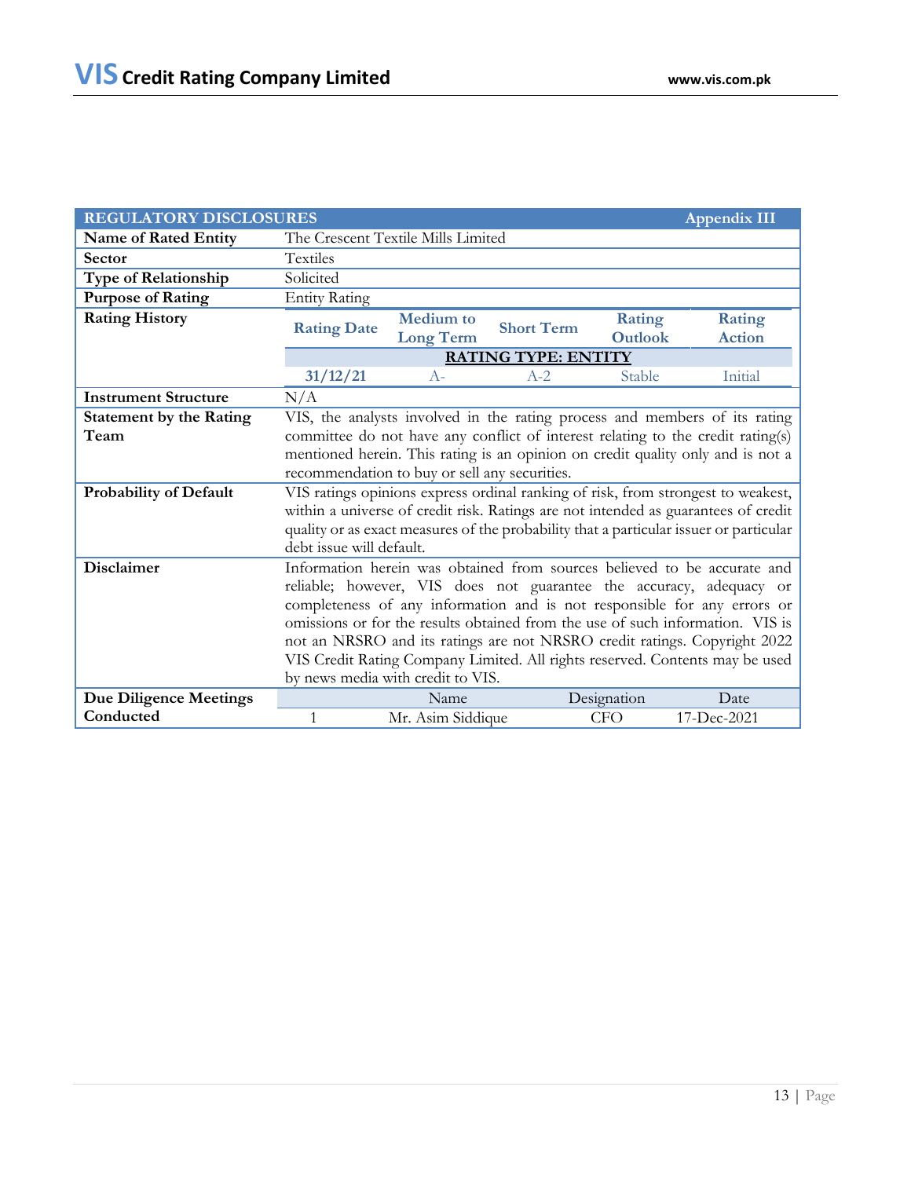| REGULATORY DISCLOSURES | | | | | Appendix III |
|---|---|---|---|---|---|
| **Name of Rated Entity** | The Crescent Textile Mills Limited | | | | |
| **Sector** | Textiles | | | | |
| **Type of Relationship** | Solicited | | | | |
| **Purpose of Rating** | Entity Rating | | | | |
| **Rating History** | **Rating Date** | **Medium to Long Term** | **Short Term** | **Rating Outlook** | **Rating Action** |
| | | | **RATING TYPE: ENTITY** | | |
| | **31/12/21** | A- | A-2 | Stable | Initial |
| **Instrument Structure** | N/A | | | | |
| **Statement by the Rating Team** | VIS, the analysts involved in the rating process and members of its rating committee do not have any conflict of interest relating to the credit rating(s) mentioned herein. This rating is an opinion on credit quality only and is not a recommendation to buy or sell any securities. | | | | |
| **Probability of Default** | VIS ratings opinions express ordinal ranking of risk, from strongest to weakest, within a universe of credit risk. Ratings are not intended as guarantees of credit quality or as exact measures of the probability that a particular issuer or particular debt issue will default. | | | | |
| **Disclaimer** | Information herein was obtained from sources believed to be accurate and reliable; however, VIS does not guarantee the accuracy, adequacy or completeness of any information and is not responsible for any errors or omissions or for the results obtained from the use of such information. VIS is not an NRSRO and its ratings are not NRSRO credit ratings. Copyright 2022 VIS Credit Rating Company Limited. All rights reserved. Contents may be used by news media with credit to VIS. | | | | |
| **Due Diligence Meetings Conducted** | | Name | | Designation | Date |
| | 1 | Mr. Asim Siddique | | CFO | 17-Dec-2021 |